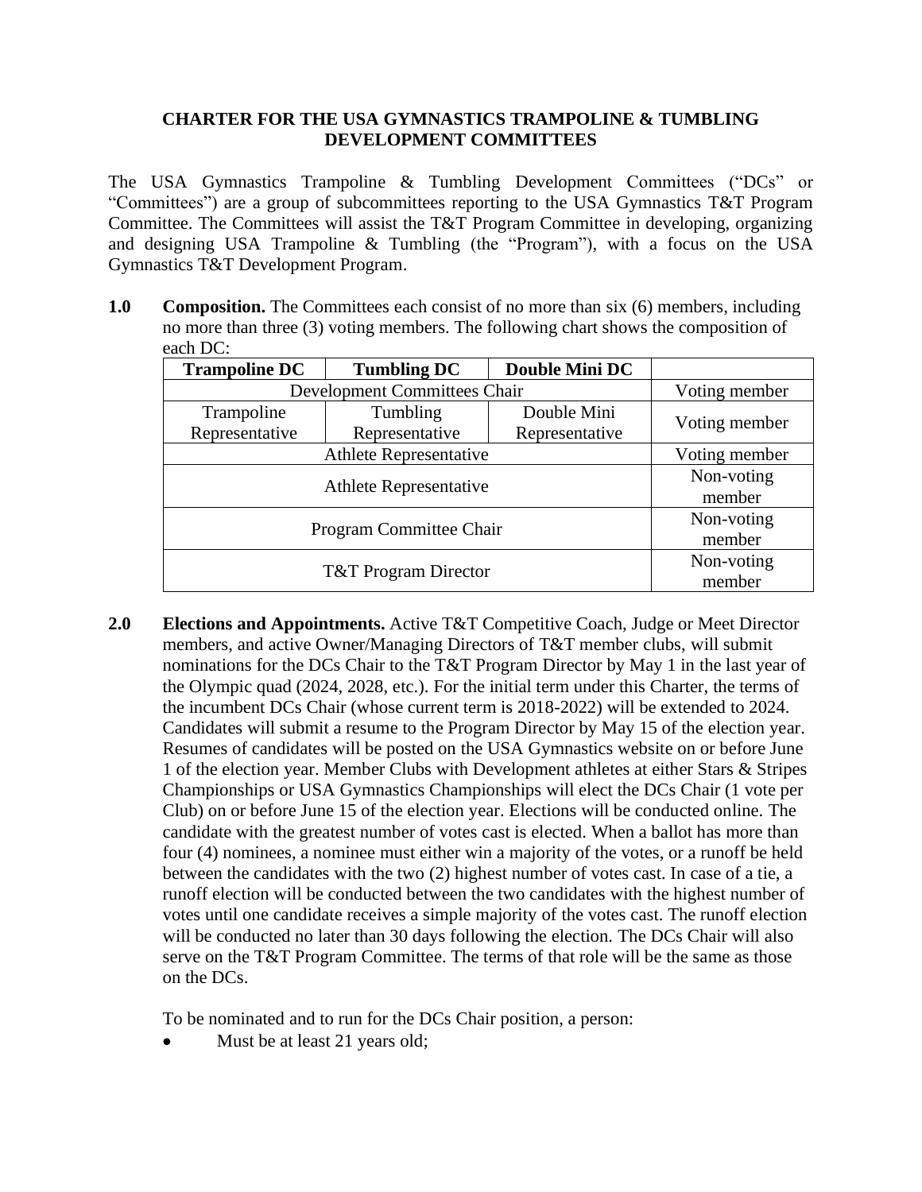# CHARTER FOR THE USA GYMNASTICS TRAMPOLINE & TUMBLING DEVELOPMENT COMMITTEES

The USA Gymnastics Trampoline & Tumbling Development Committees ("DCs" or "Committees") are a group of subcommittees reporting to the USA Gymnastics T&T Program Committee. The Committees will assist the T&T Program Committee in developing, organizing and designing USA Trampoline & Tumbling (the "Program"), with a focus on the USA Gymnastics T&T Development Program.

**1.0 Composition.** The Committees each consist of no more than six (6) members, including no more than three (3) voting members. The following chart shows the composition of each DC:

| Trampoline DC | Tumbling DC | Double Mini DC | |
|---|---|---|---|
| Development Committees Chair | | | Voting member |
| Trampoline Representative | Tumbling Representative | Double Mini Representative | Voting member |
| Athlete Representative | | | Voting member |
| Athlete Representative | | | Non-voting member |
| Program Committee Chair | | | Non-voting member |
| T&T Program Director | | | Non-voting member |

**2.0 Elections and Appointments.** Active T&T Competitive Coach, Judge or Meet Director members, and active Owner/Managing Directors of T&T member clubs, will submit nominations for the DCs Chair to the T&T Program Director by May 1 in the last year of the Olympic quad (2024, 2028, etc.). For the initial term under this Charter, the terms of the incumbent DCs Chair (whose current term is 2018-2022) will be extended to 2024. Candidates will submit a resume to the Program Director by May 15 of the election year. Resumes of candidates will be posted on the USA Gymnastics website on or before June 1 of the election year. Member Clubs with Development athletes at either Stars & Stripes Championships or USA Gymnastics Championships will elect the DCs Chair (1 vote per Club) on or before June 15 of the election year. Elections will be conducted online. The candidate with the greatest number of votes cast is elected. When a ballot has more than four (4) nominees, a nominee must either win a majority of the votes, or a runoff be held between the candidates with the two (2) highest number of votes cast. In case of a tie, a runoff election will be conducted between the two candidates with the highest number of votes until one candidate receives a simple majority of the votes cast. The runoff election will be conducted no later than 30 days following the election. The DCs Chair will also serve on the T&T Program Committee. The terms of that role will be the same as those on the DCs.

To be nominated and to run for the DCs Chair position, a person:

- Must be at least 21 years old;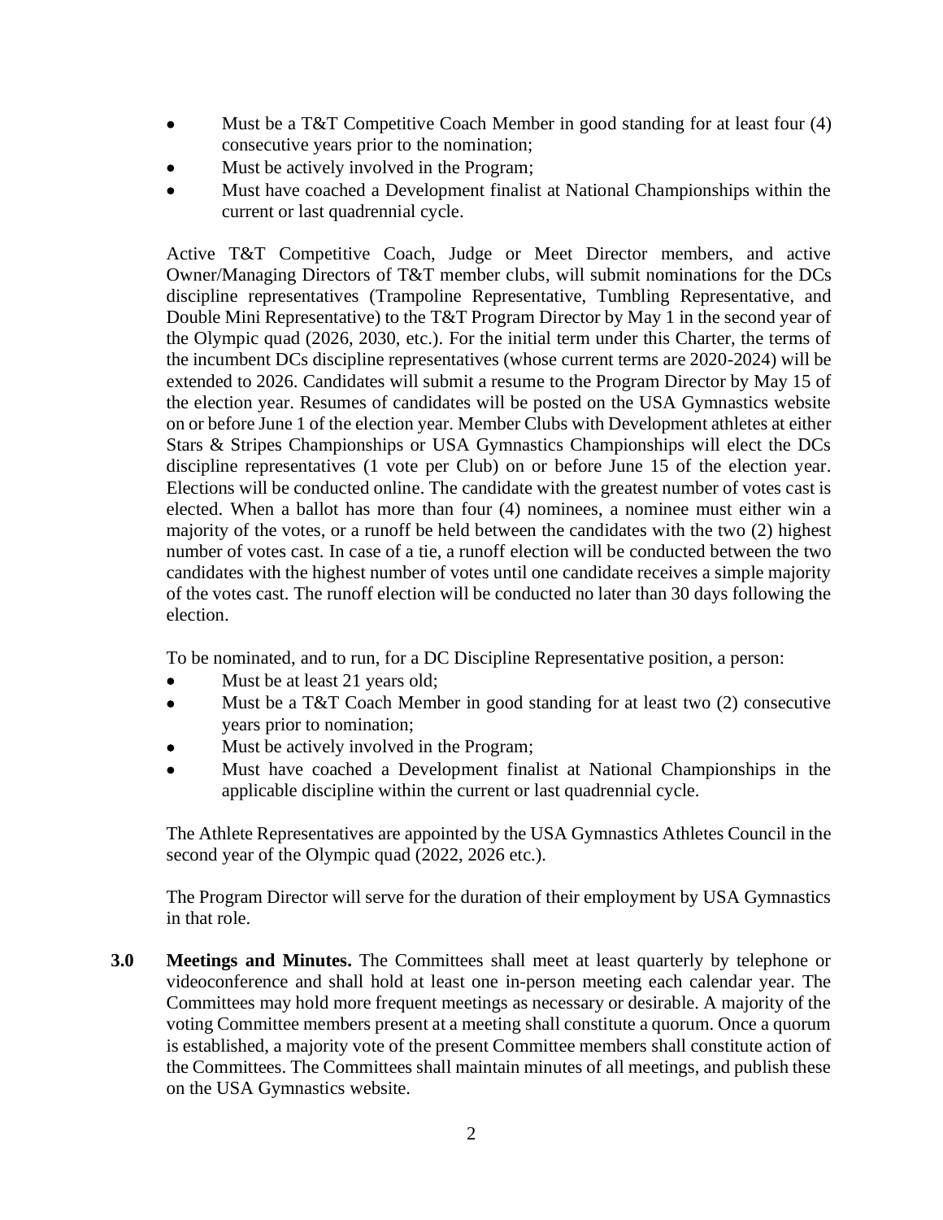- Must be a T&T Competitive Coach Member in good standing for at least four (4) consecutive years prior to the nomination;
- Must be actively involved in the Program;
- Must have coached a Development finalist at National Championships within the current or last quadrennial cycle.

Active T&T Competitive Coach, Judge or Meet Director members, and active Owner/Managing Directors of T&T member clubs, will submit nominations for the DCs discipline representatives (Trampoline Representative, Tumbling Representative, and Double Mini Representative) to the T&T Program Director by May 1 in the second year of the Olympic quad (2026, 2030, etc.). For the initial term under this Charter, the terms of the incumbent DCs discipline representatives (whose current terms are 2020-2024) will be extended to 2026. Candidates will submit a resume to the Program Director by May 15 of the election year. Resumes of candidates will be posted on the USA Gymnastics website on or before June 1 of the election year. Member Clubs with Development athletes at either Stars & Stripes Championships or USA Gymnastics Championships will elect the DCs discipline representatives (1 vote per Club) on or before June 15 of the election year. Elections will be conducted online. The candidate with the greatest number of votes cast is elected. When a ballot has more than four (4) nominees, a nominee must either win a majority of the votes, or a runoff be held between the candidates with the two (2) highest number of votes cast. In case of a tie, a runoff election will be conducted between the two candidates with the highest number of votes until one candidate receives a simple majority of the votes cast. The runoff election will be conducted no later than 30 days following the election.

To be nominated, and to run, for a DC Discipline Representative position, a person:

- Must be at least 21 years old;
- Must be a T&T Coach Member in good standing for at least two (2) consecutive years prior to nomination;
- Must be actively involved in the Program;
- Must have coached a Development finalist at National Championships in the applicable discipline within the current or last quadrennial cycle.

The Athlete Representatives are appointed by the USA Gymnastics Athletes Council in the second year of the Olympic quad (2022, 2026 etc.).

The Program Director will serve for the duration of their employment by USA Gymnastics in that role.

**3.0 Meetings and Minutes.** The Committees shall meet at least quarterly by telephone or videoconference and shall hold at least one in-person meeting each calendar year. The Committees may hold more frequent meetings as necessary or desirable. A majority of the voting Committee members present at a meeting shall constitute a quorum. Once a quorum is established, a majority vote of the present Committee members shall constitute action of the Committees. The Committees shall maintain minutes of all meetings, and publish these on the USA Gymnastics website.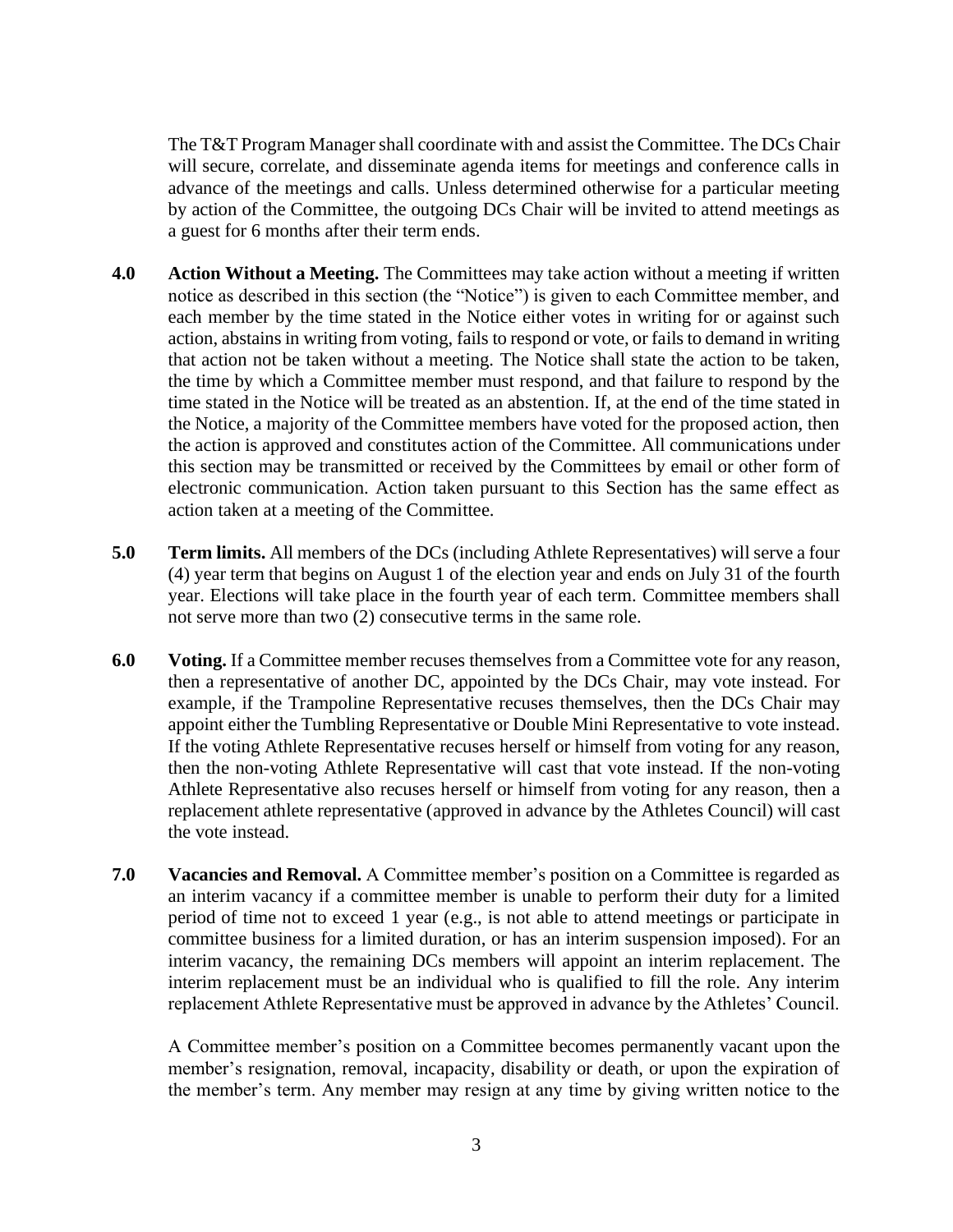The T&T Program Manager shall coordinate with and assist the Committee. The DCs Chair will secure, correlate, and disseminate agenda items for meetings and conference calls in advance of the meetings and calls. Unless determined otherwise for a particular meeting by action of the Committee, the outgoing DCs Chair will be invited to attend meetings as a guest for 6 months after their term ends.

**4.0 Action Without a Meeting.** The Committees may take action without a meeting if written notice as described in this section (the "Notice") is given to each Committee member, and each member by the time stated in the Notice either votes in writing for or against such action, abstains in writing from voting, fails to respond or vote, or fails to demand in writing that action not be taken without a meeting. The Notice shall state the action to be taken, the time by which a Committee member must respond, and that failure to respond by the time stated in the Notice will be treated as an abstention. If, at the end of the time stated in the Notice, a majority of the Committee members have voted for the proposed action, then the action is approved and constitutes action of the Committee. All communications under this section may be transmitted or received by the Committees by email or other form of electronic communication. Action taken pursuant to this Section has the same effect as action taken at a meeting of the Committee.

**5.0 Term limits.** All members of the DCs (including Athlete Representatives) will serve a four (4) year term that begins on August 1 of the election year and ends on July 31 of the fourth year. Elections will take place in the fourth year of each term. Committee members shall not serve more than two (2) consecutive terms in the same role.

**6.0 Voting.** If a Committee member recuses themselves from a Committee vote for any reason, then a representative of another DC, appointed by the DCs Chair, may vote instead. For example, if the Trampoline Representative recuses themselves, then the DCs Chair may appoint either the Tumbling Representative or Double Mini Representative to vote instead. If the voting Athlete Representative recuses herself or himself from voting for any reason, then the non-voting Athlete Representative will cast that vote instead. If the non-voting Athlete Representative also recuses herself or himself from voting for any reason, then a replacement athlete representative (approved in advance by the Athletes Council) will cast the vote instead.

**7.0 Vacancies and Removal.** A Committee member's position on a Committee is regarded as an interim vacancy if a committee member is unable to perform their duty for a limited period of time not to exceed 1 year (e.g., is not able to attend meetings or participate in committee business for a limited duration, or has an interim suspension imposed). For an interim vacancy, the remaining DCs members will appoint an interim replacement. The interim replacement must be an individual who is qualified to fill the role. Any interim replacement Athlete Representative must be approved in advance by the Athletes' Council.

A Committee member's position on a Committee becomes permanently vacant upon the member's resignation, removal, incapacity, disability or death, or upon the expiration of the member's term. Any member may resign at any time by giving written notice to the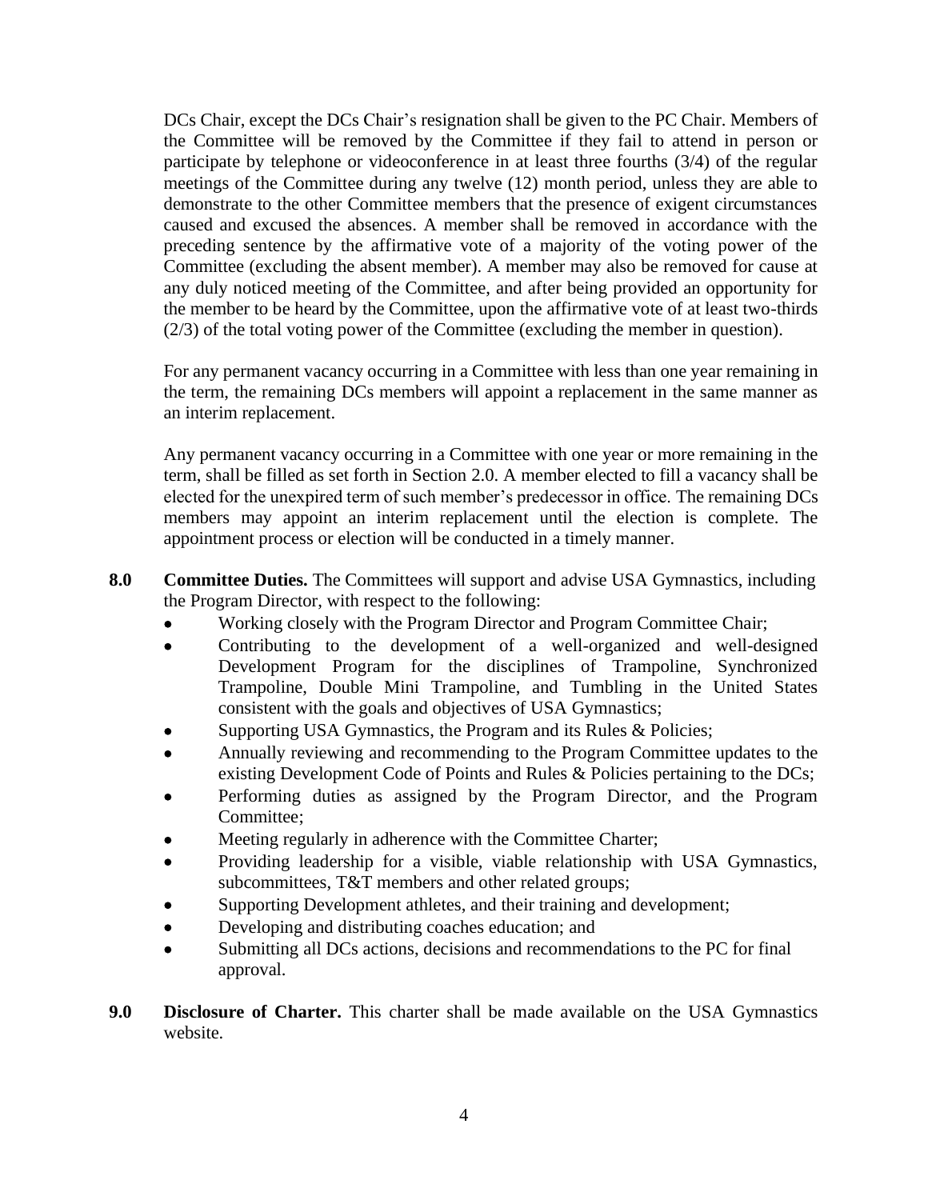DCs Chair, except the DCs Chair's resignation shall be given to the PC Chair. Members of the Committee will be removed by the Committee if they fail to attend in person or participate by telephone or videoconference in at least three fourths (3/4) of the regular meetings of the Committee during any twelve (12) month period, unless they are able to demonstrate to the other Committee members that the presence of exigent circumstances caused and excused the absences. A member shall be removed in accordance with the preceding sentence by the affirmative vote of a majority of the voting power of the Committee (excluding the absent member). A member may also be removed for cause at any duly noticed meeting of the Committee, and after being provided an opportunity for the member to be heard by the Committee, upon the affirmative vote of at least two-thirds (2/3) of the total voting power of the Committee (excluding the member in question).

For any permanent vacancy occurring in a Committee with less than one year remaining in the term, the remaining DCs members will appoint a replacement in the same manner as an interim replacement.

Any permanent vacancy occurring in a Committee with one year or more remaining in the term, shall be filled as set forth in Section 2.0. A member elected to fill a vacancy shall be elected for the unexpired term of such member's predecessor in office. The remaining DCs members may appoint an interim replacement until the election is complete. The appointment process or election will be conducted in a timely manner.

**8.0 Committee Duties.** The Committees will support and advise USA Gymnastics, including the Program Director, with respect to the following:

- Working closely with the Program Director and Program Committee Chair;
- Contributing to the development of a well-organized and well-designed Development Program for the disciplines of Trampoline, Synchronized Trampoline, Double Mini Trampoline, and Tumbling in the United States consistent with the goals and objectives of USA Gymnastics;
- Supporting USA Gymnastics, the Program and its Rules & Policies;
- Annually reviewing and recommending to the Program Committee updates to the existing Development Code of Points and Rules & Policies pertaining to the DCs;
- Performing duties as assigned by the Program Director, and the Program Committee;
- Meeting regularly in adherence with the Committee Charter;
- Providing leadership for a visible, viable relationship with USA Gymnastics, subcommittees, T&T members and other related groups;
- Supporting Development athletes, and their training and development;
- Developing and distributing coaches education; and
- Submitting all DCs actions, decisions and recommendations to the PC for final approval.

**9.0 Disclosure of Charter.** This charter shall be made available on the USA Gymnastics website.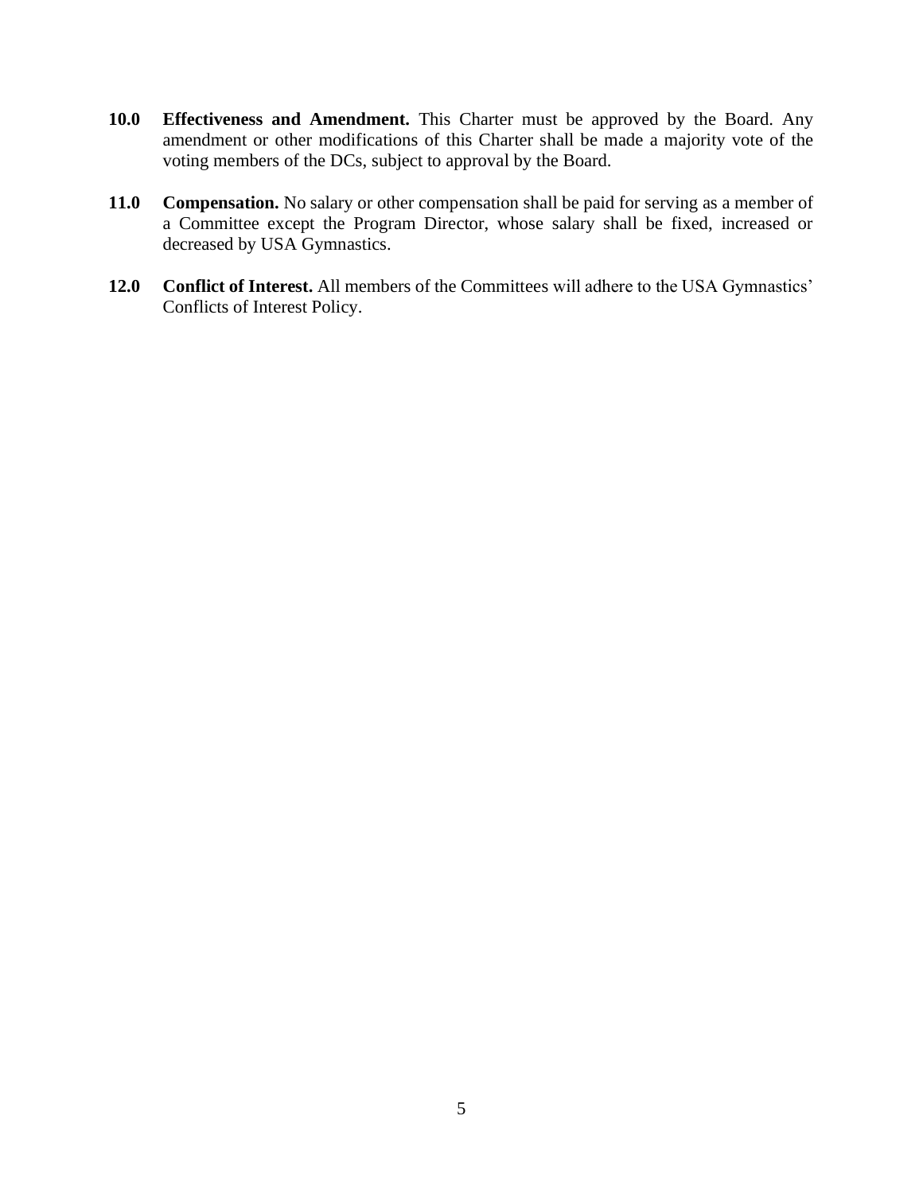**10.0 Effectiveness and Amendment.** This Charter must be approved by the Board. Any amendment or other modifications of this Charter shall be made a majority vote of the voting members of the DCs, subject to approval by the Board.

**11.0 Compensation.** No salary or other compensation shall be paid for serving as a member of a Committee except the Program Director, whose salary shall be fixed, increased or decreased by USA Gymnastics.

**12.0 Conflict of Interest.** All members of the Committees will adhere to the USA Gymnastics' Conflicts of Interest Policy.